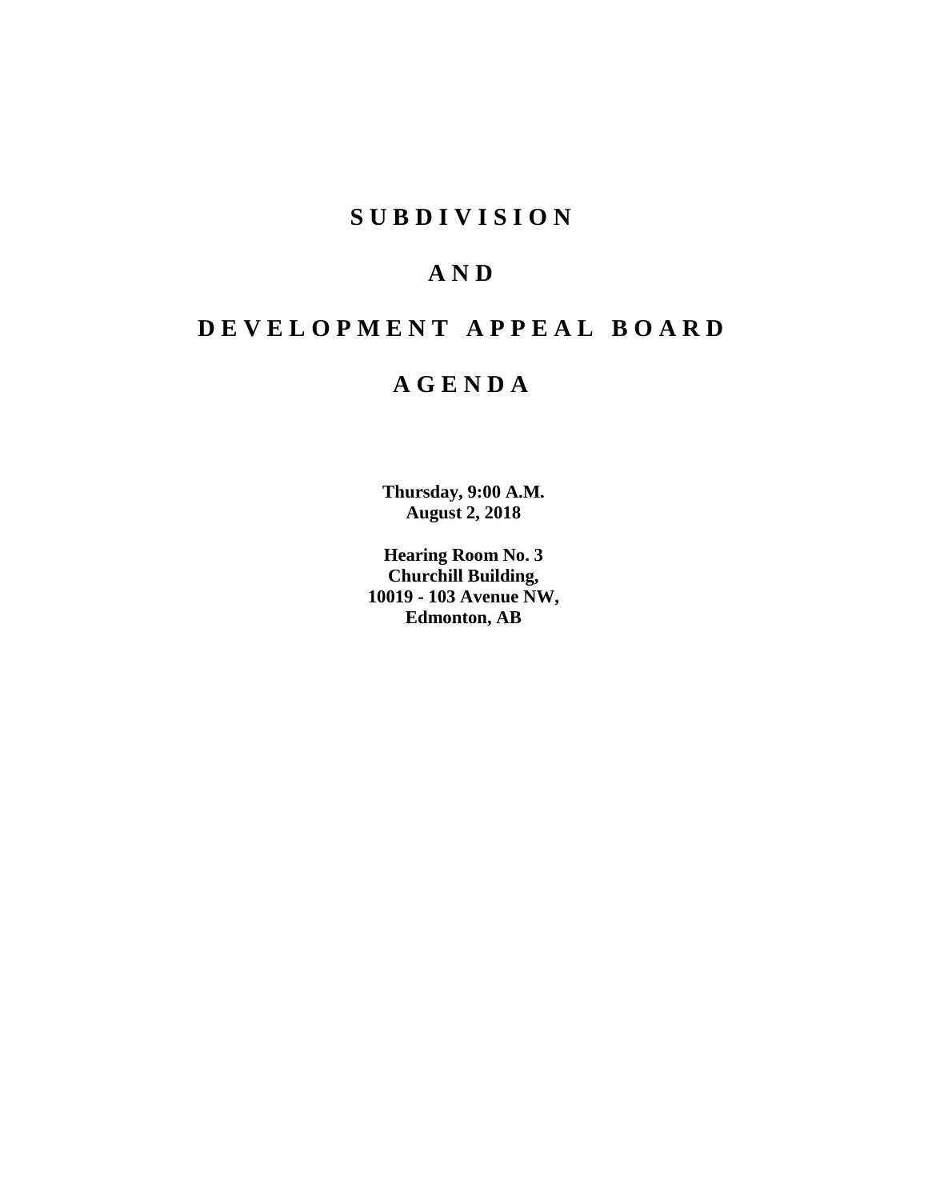# SUBDIVISION

# AND

# DEVELOPMENT APPEAL BOARD

# AGENDA

**Thursday, 9:00 A.M.**
**August 2, 2018**

**Hearing Room No. 3**
**Churchill Building,**
**10019 - 103 Avenue NW,**
**Edmonton, AB**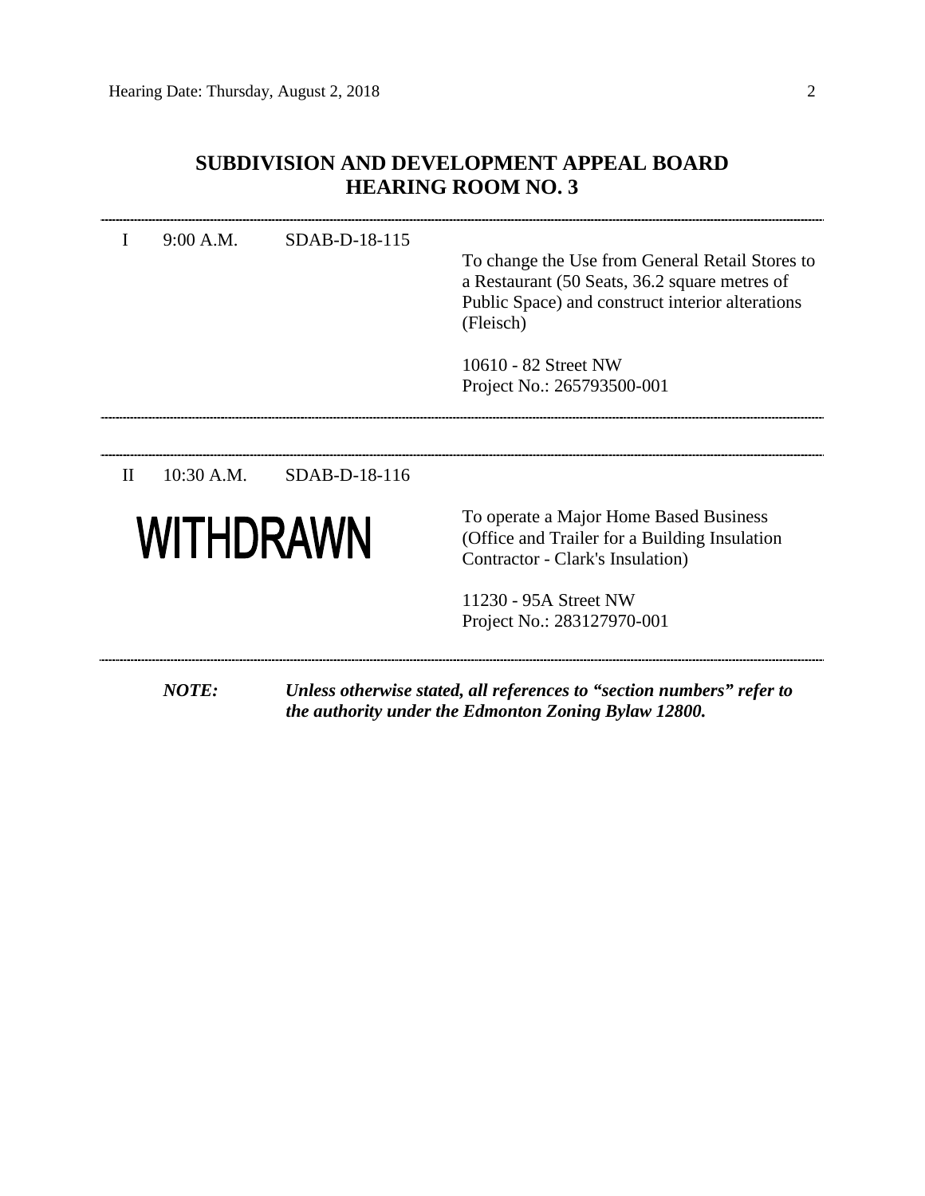# SUBDIVISION AND DEVELOPMENT APPEAL BOARD
## HEARING ROOM NO. 3

---

I 9:00 A.M. SDAB-D-18-115

To change the Use from General Retail Stores to a Restaurant (50 Seats, 36.2 square metres of Public Space) and construct interior alterations (Fleisch)

10610 - 82 Street NW
Project No.: 265793500-001

---

II 10:30 A.M. SDAB-D-18-116

**WITHDRAWN**

To operate a Major Home Based Business (Office and Trailer for a Building Insulation Contractor - Clark's Insulation)

11230 - 95A Street NW
Project No.: 283127970-001

---

***NOTE: Unless otherwise stated, all references to "section numbers" refer to the authority under the Edmonton Zoning Bylaw 12800.***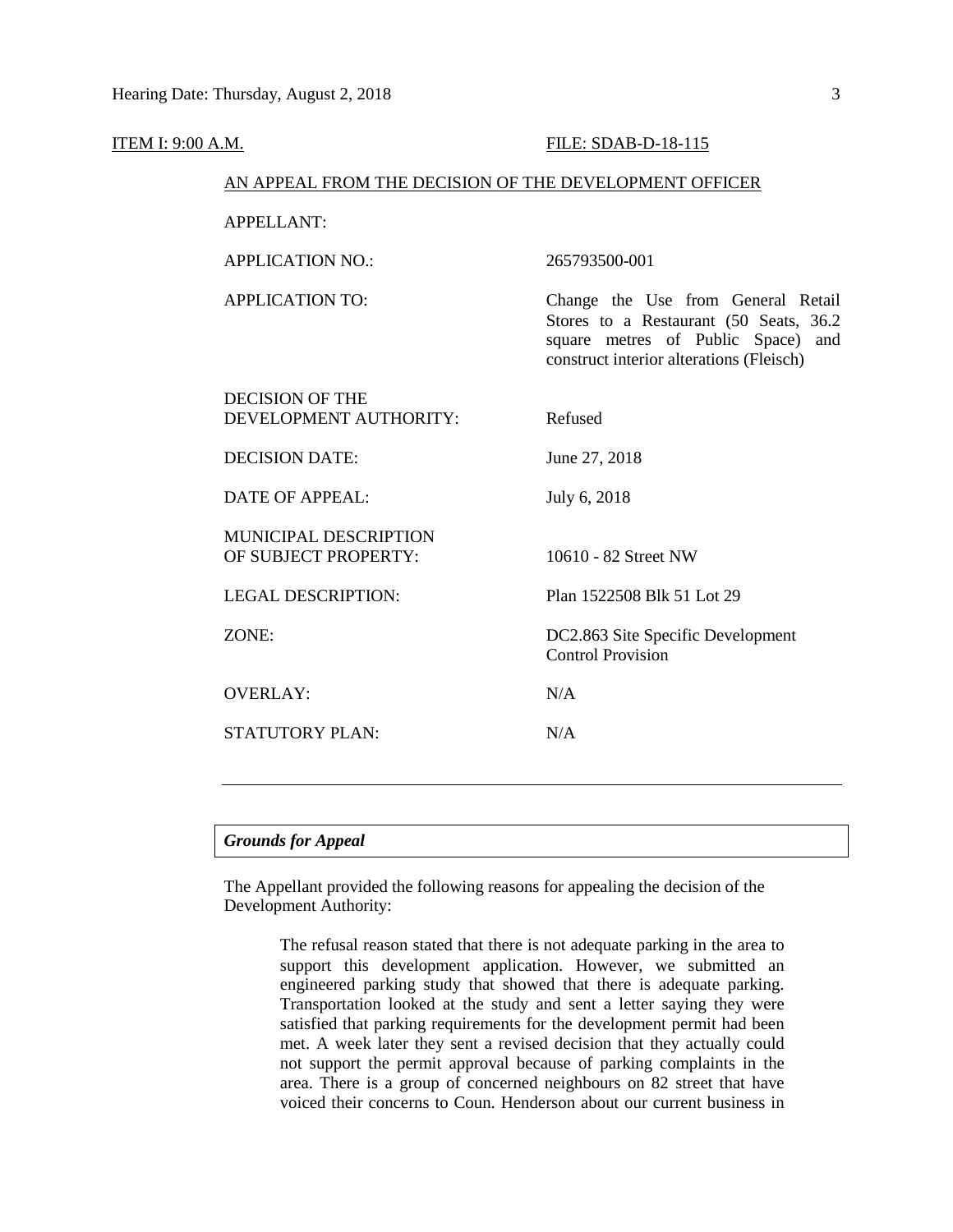ITEM I: 9:00 A.M. FILE: SDAB-D-18-115

AN APPEAL FROM THE DECISION OF THE DEVELOPMENT OFFICER

| | |
|---|---|
| APPELLANT: | |
| APPLICATION NO.: | 265793500-001 |
| APPLICATION TO: | Change the Use from General Retail Stores to a Restaurant (50 Seats, 36.2 square metres of Public Space) and construct interior alterations (Fleisch) |
| DECISION OF THE DEVELOPMENT AUTHORITY: | Refused |
| DECISION DATE: | June 27, 2018 |
| DATE OF APPEAL: | July 6, 2018 |
| MUNICIPAL DESCRIPTION OF SUBJECT PROPERTY: | 10610 - 82 Street NW |
| LEGAL DESCRIPTION: | Plan 1522508 Blk 51 Lot 29 |
| ZONE: | DC2.863 Site Specific Development Control Provision |
| OVERLAY: | N/A |
| STATUTORY PLAN: | N/A |

---

***Grounds for Appeal***

The Appellant provided the following reasons for appealing the decision of the Development Authority:

> The refusal reason stated that there is not adequate parking in the area to support this development application. However, we submitted an engineered parking study that showed that there is adequate parking. Transportation looked at the study and sent a letter saying they were satisfied that parking requirements for the development permit had been met. A week later they sent a revised decision that they actually could not support the permit approval because of parking complaints in the area. There is a group of concerned neighbours on 82 street that have voiced their concerns to Coun. Henderson about our current business in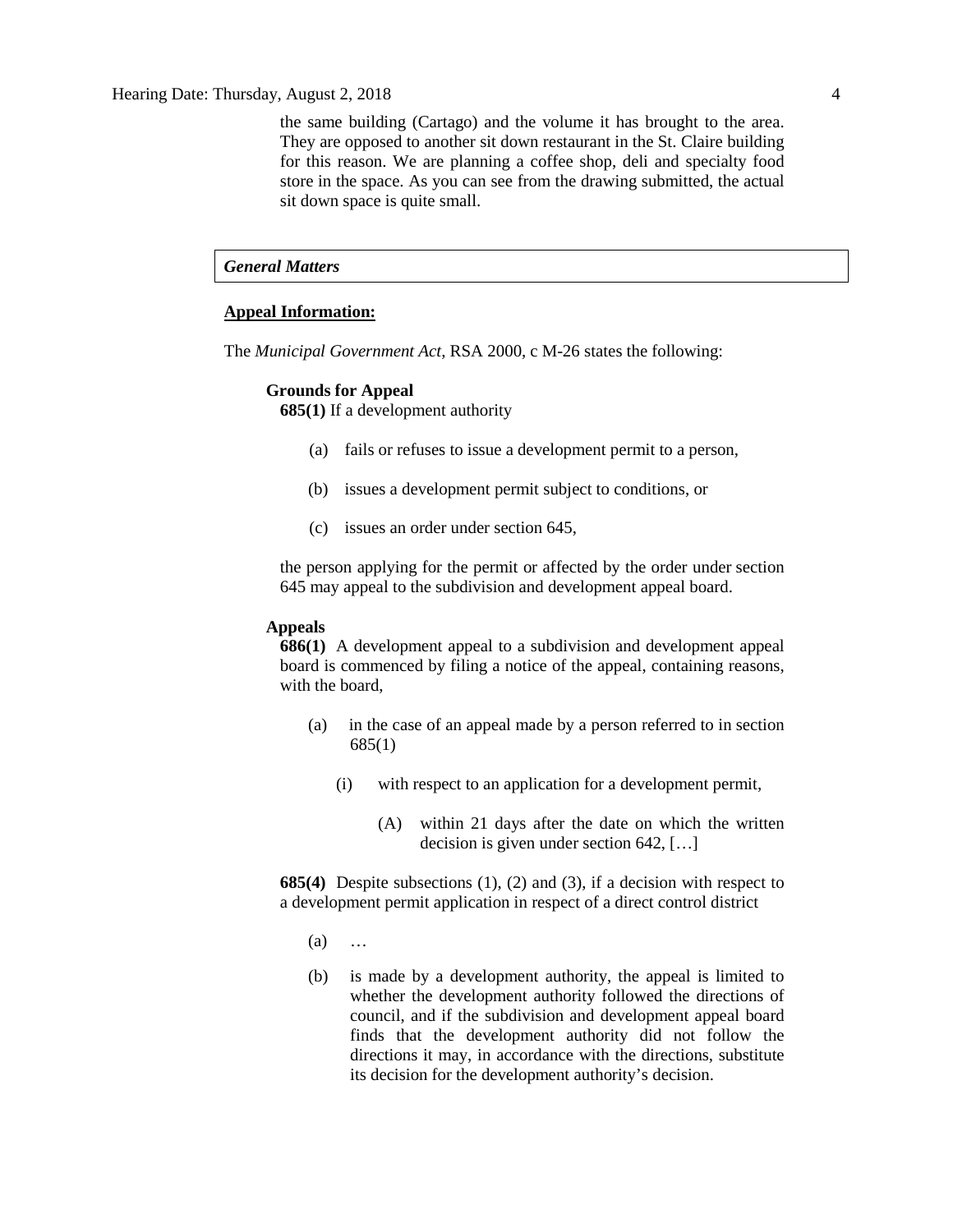the same building (Cartago) and the volume it has brought to the area. They are opposed to another sit down restaurant in the St. Claire building for this reason. We are planning a coffee shop, deli and specialty food store in the space. As you can see from the drawing submitted, the actual sit down space is quite small.

### *General Matters*

**Appeal Information:**

The *Municipal Government Act*, RSA 2000, c M-26 states the following:

**Grounds for Appeal**

**685(1)** If a development authority

(a) fails or refuses to issue a development permit to a person,

(b) issues a development permit subject to conditions, or

(c) issues an order under section 645,

the person applying for the permit or affected by the order under section 645 may appeal to the subdivision and development appeal board.

**Appeals**

**686(1)** A development appeal to a subdivision and development appeal board is commenced by filing a notice of the appeal, containing reasons, with the board,

(a) in the case of an appeal made by a person referred to in section 685(1)

(i) with respect to an application for a development permit,

(A) within 21 days after the date on which the written decision is given under section 642, […]

**685(4)** Despite subsections (1), (2) and (3), if a decision with respect to a development permit application in respect of a direct control district

(a) …

(b) is made by a development authority, the appeal is limited to whether the development authority followed the directions of council, and if the subdivision and development appeal board finds that the development authority did not follow the directions it may, in accordance with the directions, substitute its decision for the development authority's decision.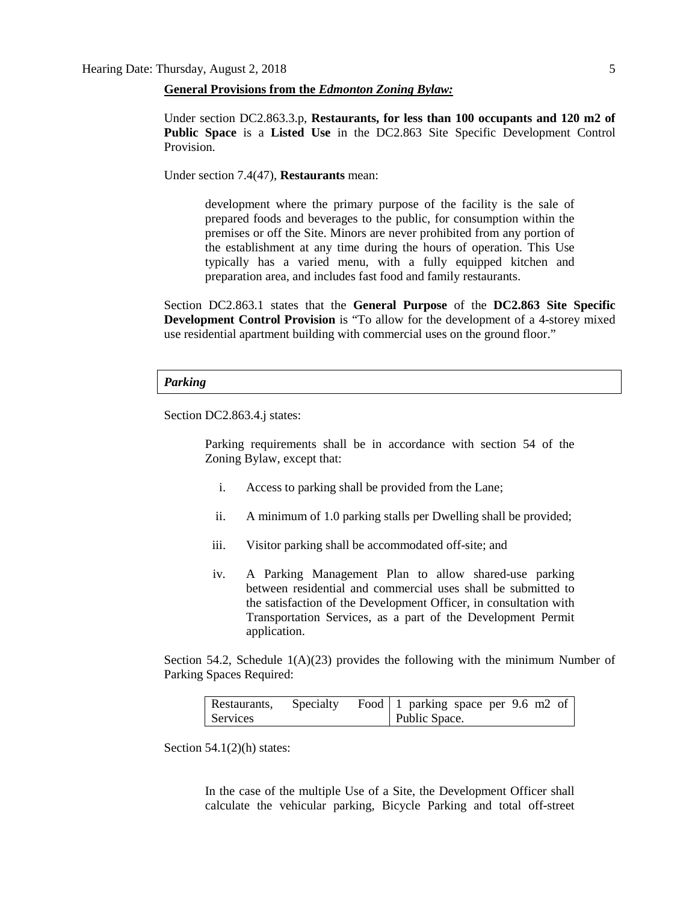**General Provisions from the *Edmonton Zoning Bylaw:***

Under section DC2.863.3.p, **Restaurants, for less than 100 occupants and 120 m2 of Public Space** is a **Listed Use** in the DC2.863 Site Specific Development Control Provision.

Under section 7.4(47), **Restaurants** mean:

> development where the primary purpose of the facility is the sale of prepared foods and beverages to the public, for consumption within the premises or off the Site. Minors are never prohibited from any portion of the establishment at any time during the hours of operation. This Use typically has a varied menu, with a fully equipped kitchen and preparation area, and includes fast food and family restaurants.

Section DC2.863.1 states that the **General Purpose** of the **DC2.863 Site Specific Development Control Provision** is "To allow for the development of a 4-storey mixed use residential apartment building with commercial uses on the ground floor."

### *Parking*

Section DC2.863.4.j states:

> Parking requirements shall be in accordance with section 54 of the Zoning Bylaw, except that:
>
> i. Access to parking shall be provided from the Lane;
>
> ii. A minimum of 1.0 parking stalls per Dwelling shall be provided;
>
> iii. Visitor parking shall be accommodated off-site; and
>
> iv. A Parking Management Plan to allow shared-use parking between residential and commercial uses shall be submitted to the satisfaction of the Development Officer, in consultation with Transportation Services, as a part of the Development Permit application.

Section 54.2, Schedule 1(A)(23) provides the following with the minimum Number of Parking Spaces Required:

| Restaurants, Specialty Food Services | 1 parking space per 9.6 m2 of Public Space. |
|---|---|

Section 54.1(2)(h) states:

> In the case of the multiple Use of a Site, the Development Officer shall calculate the vehicular parking, Bicycle Parking and total off-street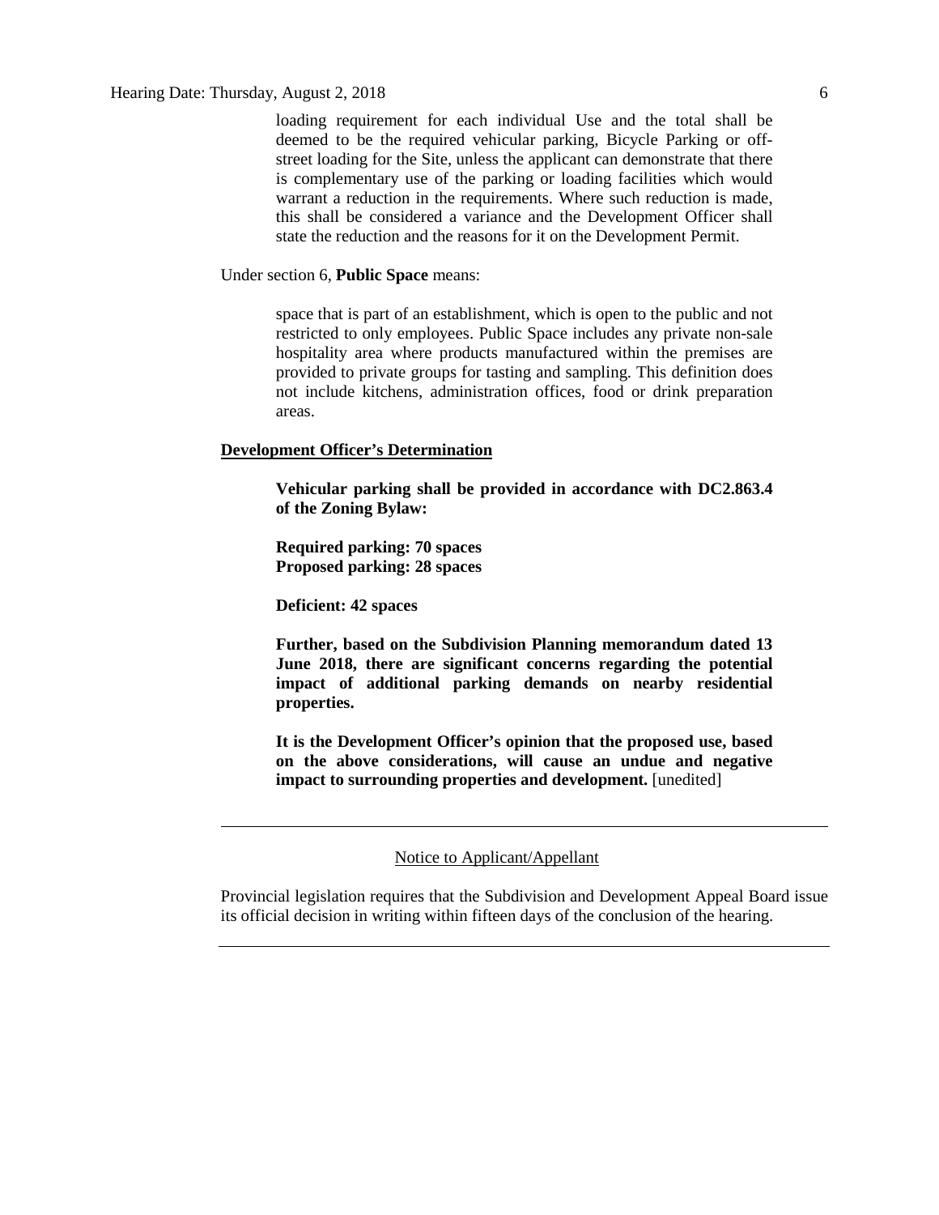> loading requirement for each individual Use and the total shall be deemed to be the required vehicular parking, Bicycle Parking or off-street loading for the Site, unless the applicant can demonstrate that there is complementary use of the parking or loading facilities which would warrant a reduction in the requirements. Where such reduction is made, this shall be considered a variance and the Development Officer shall state the reduction and the reasons for it on the Development Permit.

Under section 6, **Public Space** means:

> space that is part of an establishment, which is open to the public and not restricted to only employees. Public Space includes any private non-sale hospitality area where products manufactured within the premises are provided to private groups for tasting and sampling. This definition does not include kitchens, administration offices, food or drink preparation areas.

**Development Officer's Determination**

> **Vehicular parking shall be provided in accordance with DC2.863.4 of the Zoning Bylaw:**
>
> **Required parking: 70 spaces**
> **Proposed parking: 28 spaces**
>
> **Deficient: 42 spaces**
>
> **Further, based on the Subdivision Planning memorandum dated 13 June 2018, there are significant concerns regarding the potential impact of additional parking demands on nearby residential properties.**
>
> **It is the Development Officer's opinion that the proposed use, based on the above considerations, will cause an undue and negative impact to surrounding properties and development.** [unedited]

---

Notice to Applicant/Appellant

Provincial legislation requires that the Subdivision and Development Appeal Board issue its official decision in writing within fifteen days of the conclusion of the hearing.

---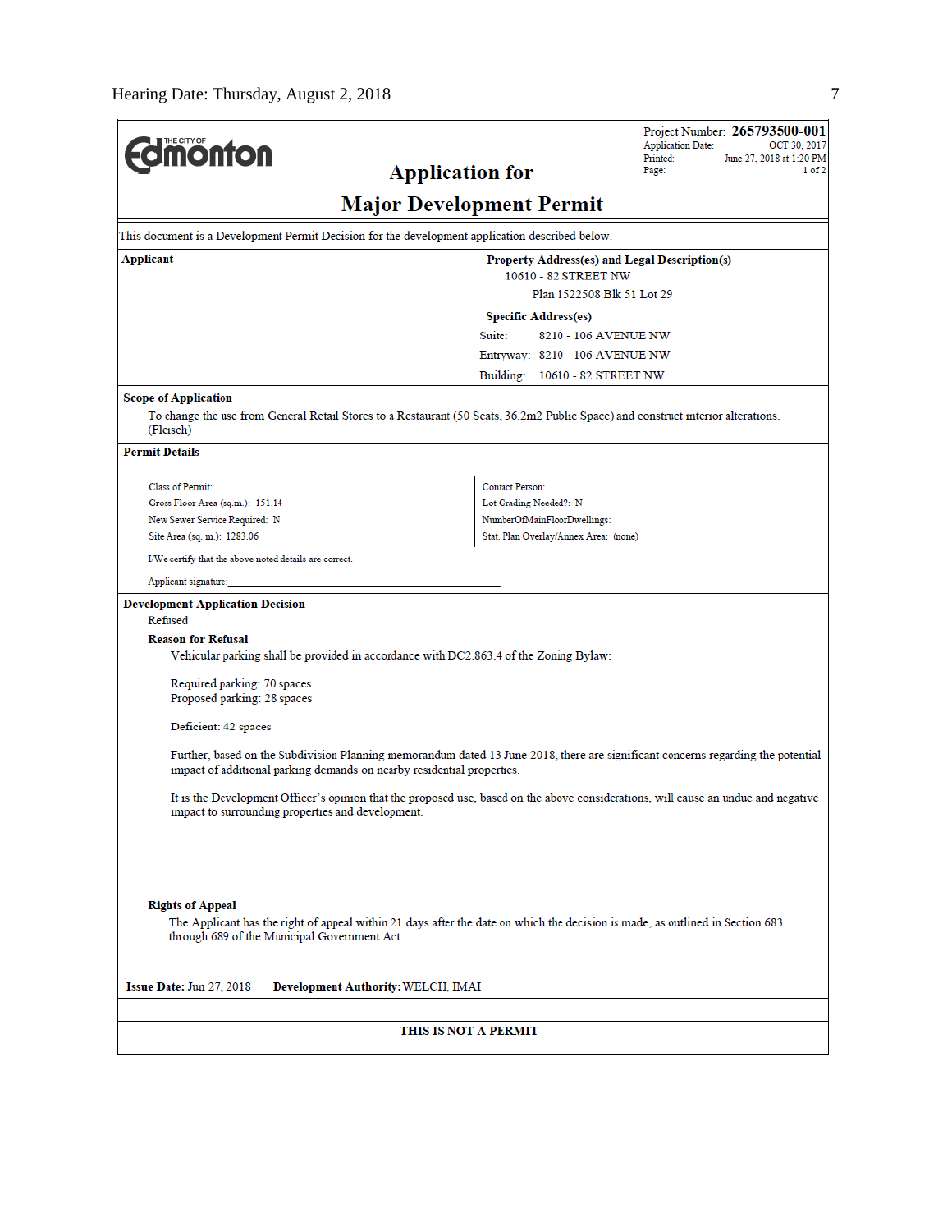# Application for Major Development Permit

Project Number: **265793500-001**
Application Date: OCT 30, 2017
Printed: June 27, 2018 at 1:20 PM
Page: 1 of 2

This document is a Development Permit Decision for the development application described below.

| **Applicant** | **Property Address(es) and Legal Description(s)** |
|---|---|
| | 10610 - 82 STREET NW<br>Plan 1522508 Blk 51 Lot 29 |
| | **Specific Address(es)**<br>Suite: 8210 - 106 AVENUE NW<br>Entryway: 8210 - 106 AVENUE NW<br>Building: 10610 - 82 STREET NW |

**Scope of Application**

To change the use from General Retail Stores to a Restaurant (50 Seats, 36.2m2 Public Space) and construct interior alterations. (Fleisch)

**Permit Details**

| | |
|---|---|
| Class of Permit: | Contact Person: |
| Gross Floor Area (sq.m.): 151.14 | Lot Grading Needed?: N |
| New Sewer Service Required: N | NumberOfMainFloorDwellings: |
| Site Area (sq. m.): 1283.06 | Stat. Plan Overlay/Annex Area: (none) |

I/We certify that the above noted details are correct.

Applicant signature: ______________________________

**Development Application Decision**

Refused

**Reason for Refusal**

Vehicular parking shall be provided in accordance with DC2.863.4 of the Zoning Bylaw:

Required parking: 70 spaces
Proposed parking: 28 spaces

Deficient: 42 spaces

Further, based on the Subdivision Planning memorandum dated 13 June 2018, there are significant concerns regarding the potential impact of additional parking demands on nearby residential properties.

It is the Development Officer's opinion that the proposed use, based on the above considerations, will cause an undue and negative impact to surrounding properties and development.

**Rights of Appeal**

The Applicant has the right of appeal within 21 days after the date on which the decision is made, as outlined in Section 683 through 689 of the Municipal Government Act.

**Issue Date:** Jun 27, 2018 **Development Authority:** WELCH, IMAI

**THIS IS NOT A PERMIT**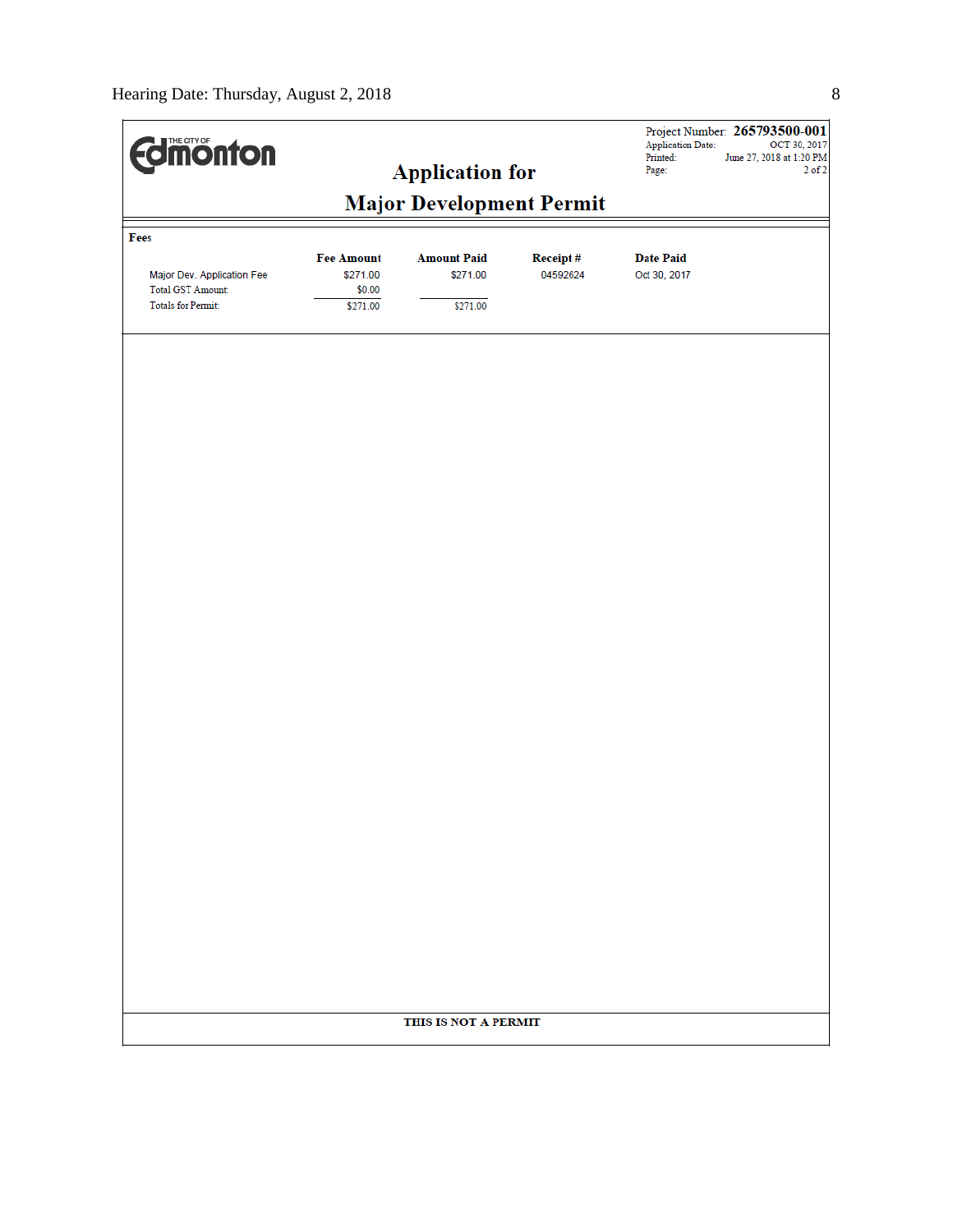The City of Edmonton

Project Number: **265793500-001**
Application Date: OCT 30, 2017
Printed: June 27, 2018 at 1:20 PM
Page: 2 of 2

## Application for
## Major Development Permit

**Fees**

| | Fee Amount | Amount Paid | Receipt # | Date Paid |
|---|---|---|---|---|
| Major Dev. Application Fee | $271.00 | $271.00 | 04592624 | Oct 30, 2017 |
| Total GST Amount: | $0.00 | | | |
| Totals for Permit: | $271.00 | $271.00 | | |

**THIS IS NOT A PERMIT**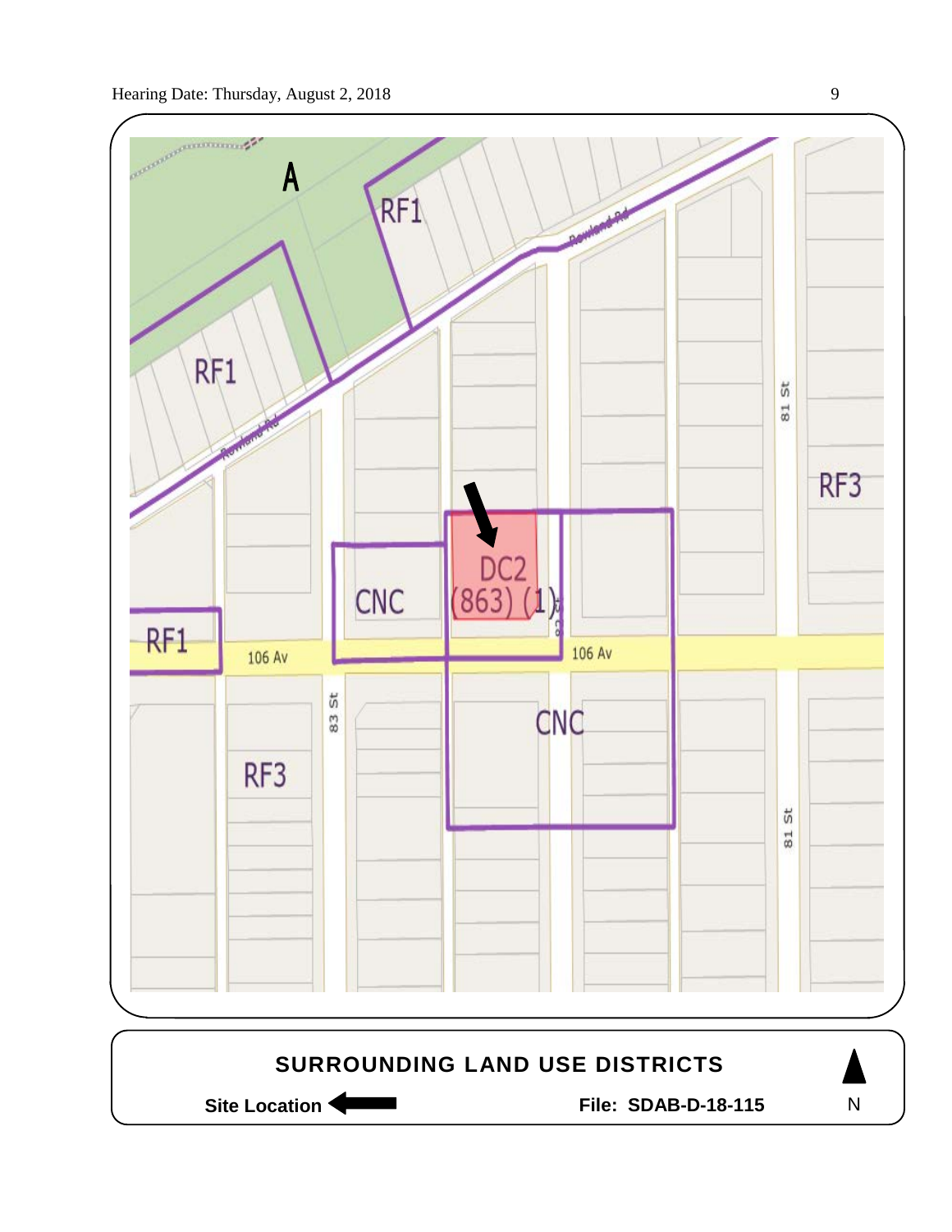A

RF1

RF1

Rowland Rd

Rowland Rd

81 St

RF3

DC2 (863) (1)

CNC

RF1

106 Av

106 Av

83 St

CNC

RF3

81 St

**SURROUNDING LAND USE DISTRICTS**

**Site Location** ⟵

**File: SDAB-D-18-115**

N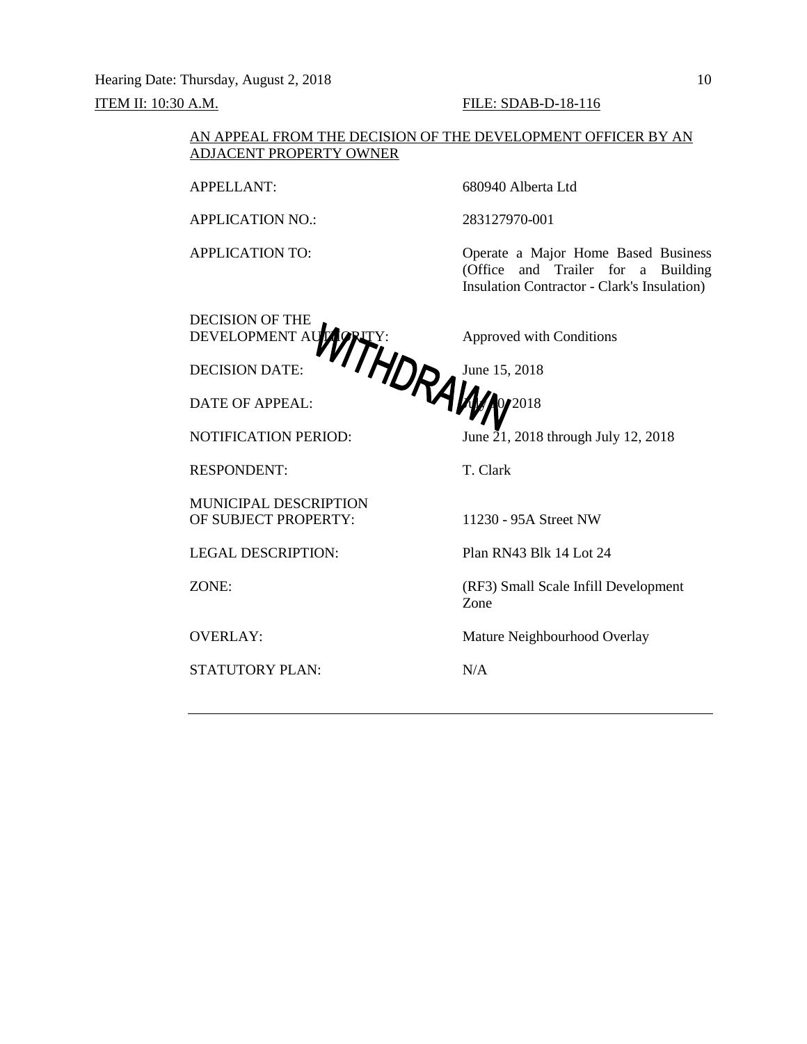Hearing Date: Thursday, August 2, 2018

ITEM II: 10:30 A.M. FILE: SDAB-D-18-116

AN APPEAL FROM THE DECISION OF THE DEVELOPMENT OFFICER BY AN ADJACENT PROPERTY OWNER

WITHDRAWN

| | |
|---|---|
| APPELLANT: | 680940 Alberta Ltd |
| APPLICATION NO.: | 283127970-001 |
| APPLICATION TO: | Operate a Major Home Based Business (Office and Trailer for a Building Insulation Contractor - Clark's Insulation) |
| DECISION OF THE DEVELOPMENT AUTHORITY: | Approved with Conditions |
| DECISION DATE: | June 15, 2018 |
| DATE OF APPEAL: | July 10, 2018 |
| NOTIFICATION PERIOD: | June 21, 2018 through July 12, 2018 |
| RESPONDENT: | T. Clark |
| MUNICIPAL DESCRIPTION OF SUBJECT PROPERTY: | 11230 - 95A Street NW |
| LEGAL DESCRIPTION: | Plan RN43 Blk 14 Lot 24 |
| ZONE: | (RF3) Small Scale Infill Development Zone |
| OVERLAY: | Mature Neighbourhood Overlay |
| STATUTORY PLAN: | N/A |